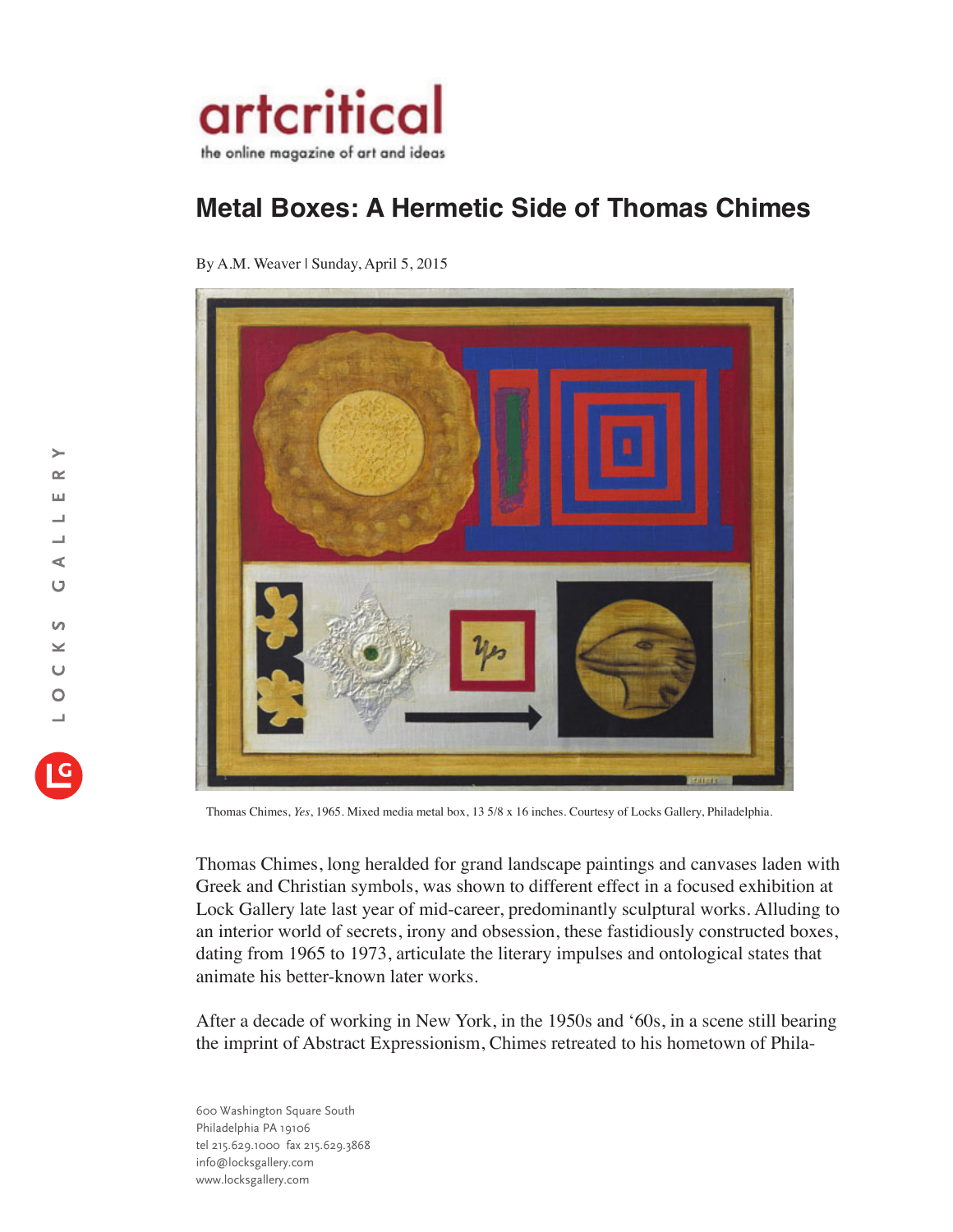artcritical

the online magazine of art and ideas

# Metal Boxes: A Hermetic Side of Thomas Chimes

By A.M. Weaver | Sunday, April 5, 2015

Thomas Chimes, *Yes*, 1965. Mixed media metal box, 13 5/8 x 16 inches. Courtesy of Locks Gallery, Philadelphia.

Thomas Chimes, long heralded for grand landscape paintings and canvases laden with Greek and Christian symbols, was shown to different effect in a focused exhibition at Lock Gallery late last year of mid-career, predominantly sculptural works. Alluding to an interior world of secrets, irony and obsession, these fastidiously constructed boxes, dating from 1965 to 1973, articulate the literary impulses and ontological states that animate his better-known later works.

After a decade of working in New York, in the 1950s and '60s, in a scene still bearing the imprint of Abstract Expressionism, Chimes retreated to his hometown of Phila-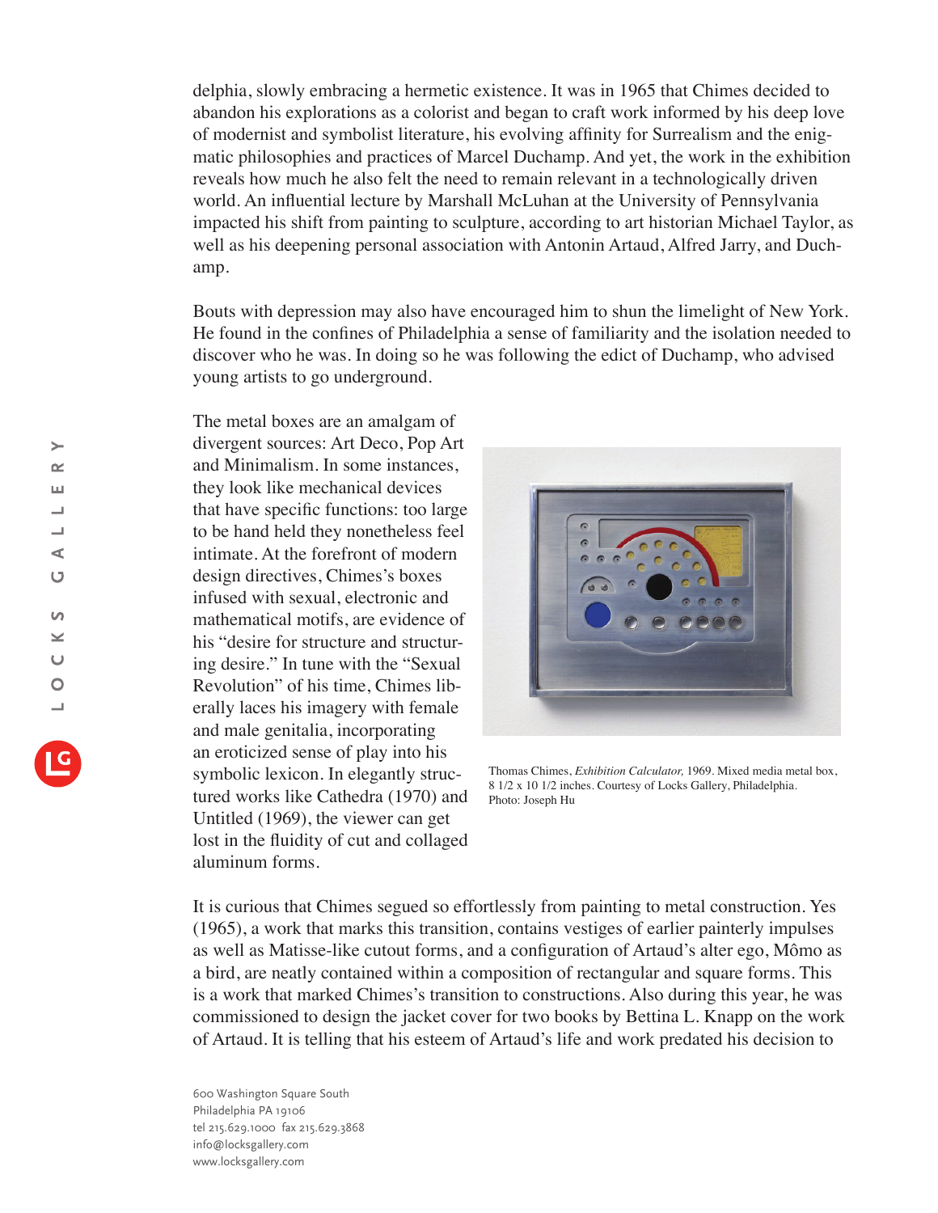delphia, slowly embracing a hermetic existence. It was in 1965 that Chimes decided to abandon his explorations as a colorist and began to craft work informed by his deep love of modernist and symbolist literature, his evolving affinity for Surrealism and the enigmatic philosophies and practices of Marcel Duchamp. And yet, the work in the exhibition reveals how much he also felt the need to remain relevant in a technologically driven world. An influential lecture by Marshall McLuhan at the University of Pennsylvania impacted his shift from painting to sculpture, according to art historian Michael Taylor, as well as his deepening personal association with Antonin Artaud, Alfred Jarry, and Duchamp.

Bouts with depression may also have encouraged him to shun the limelight of New York. He found in the confines of Philadelphia a sense of familiarity and the isolation needed to discover who he was. In doing so he was following the edict of Duchamp, who advised young artists to go underground.

The metal boxes are an amalgam of divergent sources: Art Deco, Pop Art and Minimalism. In some instances, they look like mechanical devices that have specific functions: too large to be hand held they nonetheless feel intimate. At the forefront of modern design directives, Chimes's boxes infused with sexual, electronic and mathematical motifs, are evidence of his "desire for structure and structuring desire." In tune with the "Sexual Revolution" of his time, Chimes liberally laces his imagery with female and male genitalia, incorporating an eroticized sense of play into his symbolic lexicon. In elegantly structured works like Cathedra (1970) and Untitled (1969), the viewer can get lost in the fluidity of cut and collaged aluminum forms.

Thomas Chimes, *Exhibition Calculator,* 1969. Mixed media metal box, 8 1/2 x 10 1/2 inches. Courtesy of Locks Gallery, Philadelphia. Photo: Joseph Hu

It is curious that Chimes segued so effortlessly from painting to metal construction. Yes (1965), a work that marks this transition, contains vestiges of earlier painterly impulses as well as Matisse-like cutout forms, and a configuration of Artaud's alter ego, Mômo as a bird, are neatly contained within a composition of rectangular and square forms. This is a work that marked Chimes's transition to constructions. Also during this year, he was commissioned to design the jacket cover for two books by Bettina L. Knapp on the work of Artaud. It is telling that his esteem of Artaud's life and work predated his decision to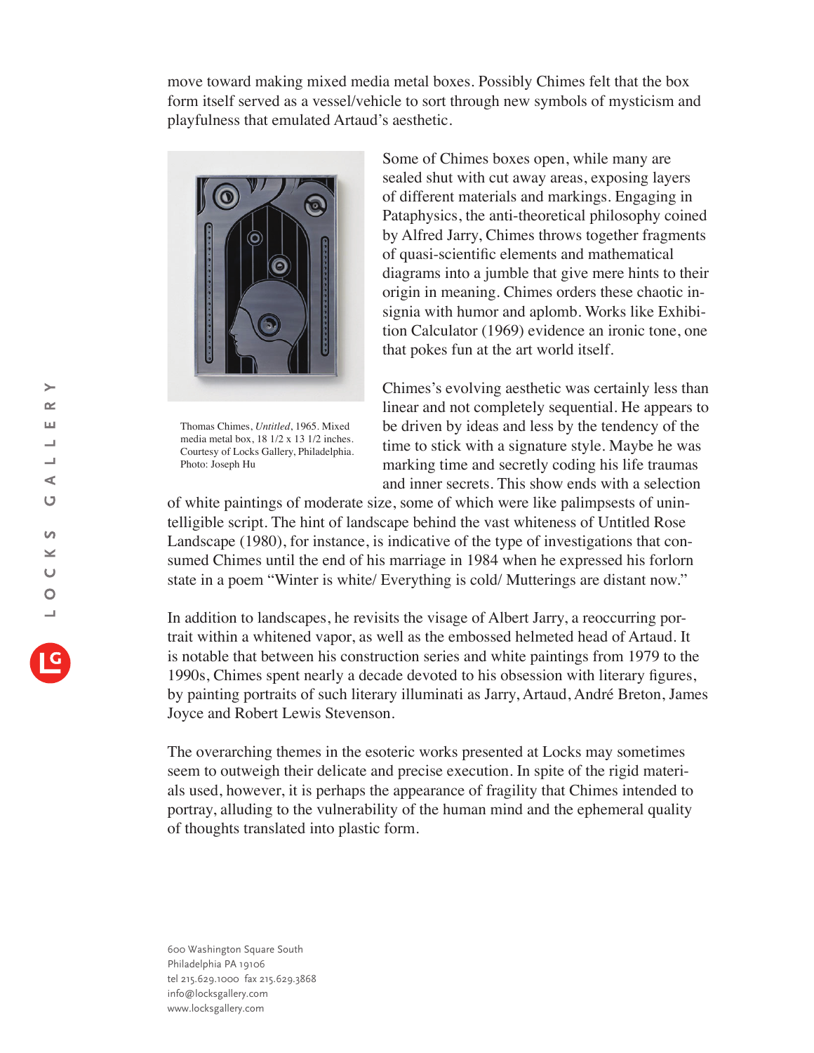move toward making mixed media metal boxes. Possibly Chimes felt that the box form itself served as a vessel/vehicle to sort through new symbols of mysticism and playfulness that emulated Artaud's aesthetic.

Thomas Chimes, *Untitled*, 1965. Mixed media metal box, 18 1/2 x 13 1/2 inches. Courtesy of Locks Gallery, Philadelphia. Photo: Joseph Hu

Some of Chimes boxes open, while many are sealed shut with cut away areas, exposing layers of different materials and markings. Engaging in Pataphysics, the anti-theoretical philosophy coined by Alfred Jarry, Chimes throws together fragments of quasi-scientific elements and mathematical diagrams into a jumble that give mere hints to their origin in meaning. Chimes orders these chaotic insignia with humor and aplomb. Works like Exhibition Calculator (1969) evidence an ironic tone, one that pokes fun at the art world itself.

Chimes's evolving aesthetic was certainly less than linear and not completely sequential. He appears to be driven by ideas and less by the tendency of the time to stick with a signature style. Maybe he was marking time and secretly coding his life traumas and inner secrets. This show ends with a selection of white paintings of moderate size, some of which were like palimpsests of unintelligible script. The hint of landscape behind the vast whiteness of Untitled Rose Landscape (1980), for instance, is indicative of the type of investigations that consumed Chimes until the end of his marriage in 1984 when he expressed his forlorn state in a poem "Winter is white/ Everything is cold/ Mutterings are distant now."

In addition to landscapes, he revisits the visage of Albert Jarry, a reoccurring portrait within a whitened vapor, as well as the embossed helmeted head of Artaud. It is notable that between his construction series and white paintings from 1979 to the 1990s, Chimes spent nearly a decade devoted to his obsession with literary figures, by painting portraits of such literary illuminati as Jarry, Artaud, André Breton, James Joyce and Robert Lewis Stevenson.

The overarching themes in the esoteric works presented at Locks may sometimes seem to outweigh their delicate and precise execution. In spite of the rigid materials used, however, it is perhaps the appearance of fragility that Chimes intended to portray, alluding to the vulnerability of the human mind and the ephemeral quality of thoughts translated into plastic form.

600 Washington Square South
Philadelphia PA 19106
tel 215.629.1000 fax 215.629.3868
info@locksgallery.com
www.locksgallery.com